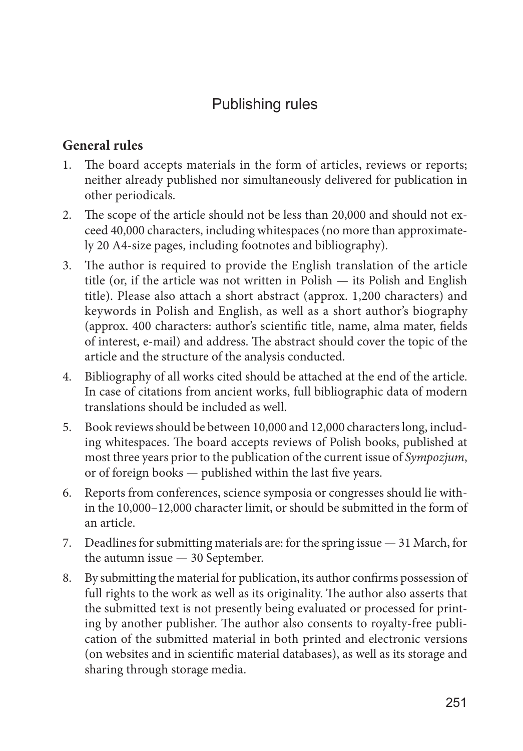# Publishing rules

## General rules

1. The board accepts materials in the form of articles, reviews or reports; neither already published nor simultaneously delivered for publication in other periodicals.
2. The scope of the article should not be less than 20,000 and should not exceed 40,000 characters, including whitespaces (no more than approximately 20 A4-size pages, including footnotes and bibliography).
3. The author is required to provide the English translation of the article title (or, if the article was not written in Polish — its Polish and English title). Please also attach a short abstract (approx. 1,200 characters) and keywords in Polish and English, as well as a short author's biography (approx. 400 characters: author's scientific title, name, alma mater, fields of interest, e-mail) and address. The abstract should cover the topic of the article and the structure of the analysis conducted.
4. Bibliography of all works cited should be attached at the end of the article. In case of citations from ancient works, full bibliographic data of modern translations should be included as well.
5. Book reviews should be between 10,000 and 12,000 characters long, including whitespaces. The board accepts reviews of Polish books, published at most three years prior to the publication of the current issue of *Sympozjum*, or of foreign books — published within the last five years.
6. Reports from conferences, science symposia or congresses should lie within the 10,000–12,000 character limit, or should be submitted in the form of an article.
7. Deadlines for submitting materials are: for the spring issue — 31 March, for the autumn issue — 30 September.
8. By submitting the material for publication, its author confirms possession of full rights to the work as well as its originality. The author also asserts that the submitted text is not presently being evaluated or processed for printing by another publisher. The author also consents to royalty-free publication of the submitted material in both printed and electronic versions (on websites and in scientific material databases), as well as its storage and sharing through storage media.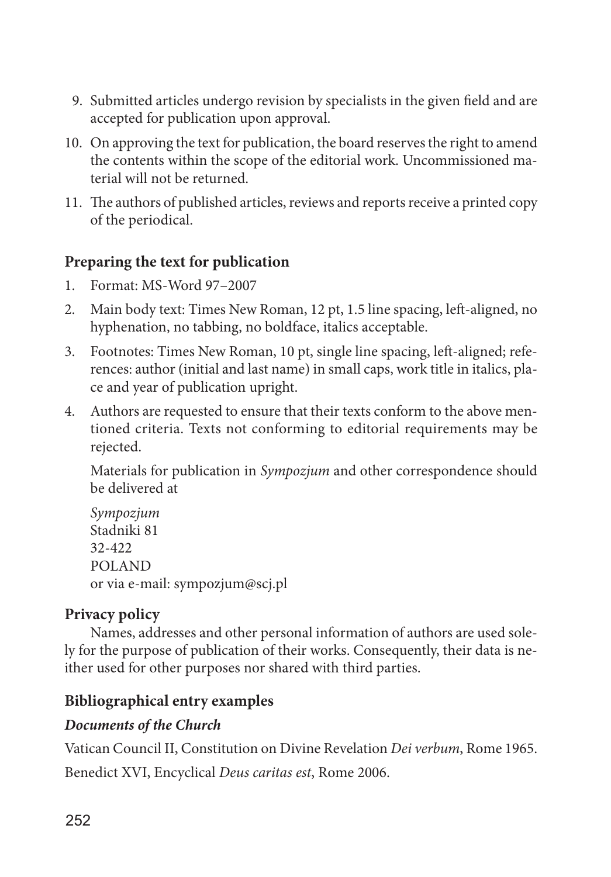9. Submitted articles undergo revision by specialists in the given field and are accepted for publication upon approval.
10. On approving the text for publication, the board reserves the right to amend the contents within the scope of the editorial work. Uncommissioned material will not be returned.
11. The authors of published articles, reviews and reports receive a printed copy of the periodical.

### Preparing the text for publication

1. Format: MS-Word 97–2007
2. Main body text: Times New Roman, 12 pt, 1.5 line spacing, left-aligned, no hyphenation, no tabbing, no boldface, italics acceptable.
3. Footnotes: Times New Roman, 10 pt, single line spacing, left-aligned; references: author (initial and last name) in small caps, work title in italics, place and year of publication upright.
4. Authors are requested to ensure that their texts conform to the above mentioned criteria. Texts not conforming to editorial requirements may be rejected.

   Materials for publication in *Sympozjum* and other correspondence should be delivered at

   *Sympozjum*
   Stadniki 81
   32-422
   POLAND
   or via e-mail: sympozjum@scj.pl

### Privacy policy

Names, addresses and other personal information of authors are used solely for the purpose of publication of their works. Consequently, their data is neither used for other purposes nor shared with third parties.

### Bibliographical entry examples

#### *Documents of the Church*

Vatican Council II, Constitution on Divine Revelation *Dei verbum*, Rome 1965.

Benedict XVI, Encyclical *Deus caritas est*, Rome 2006.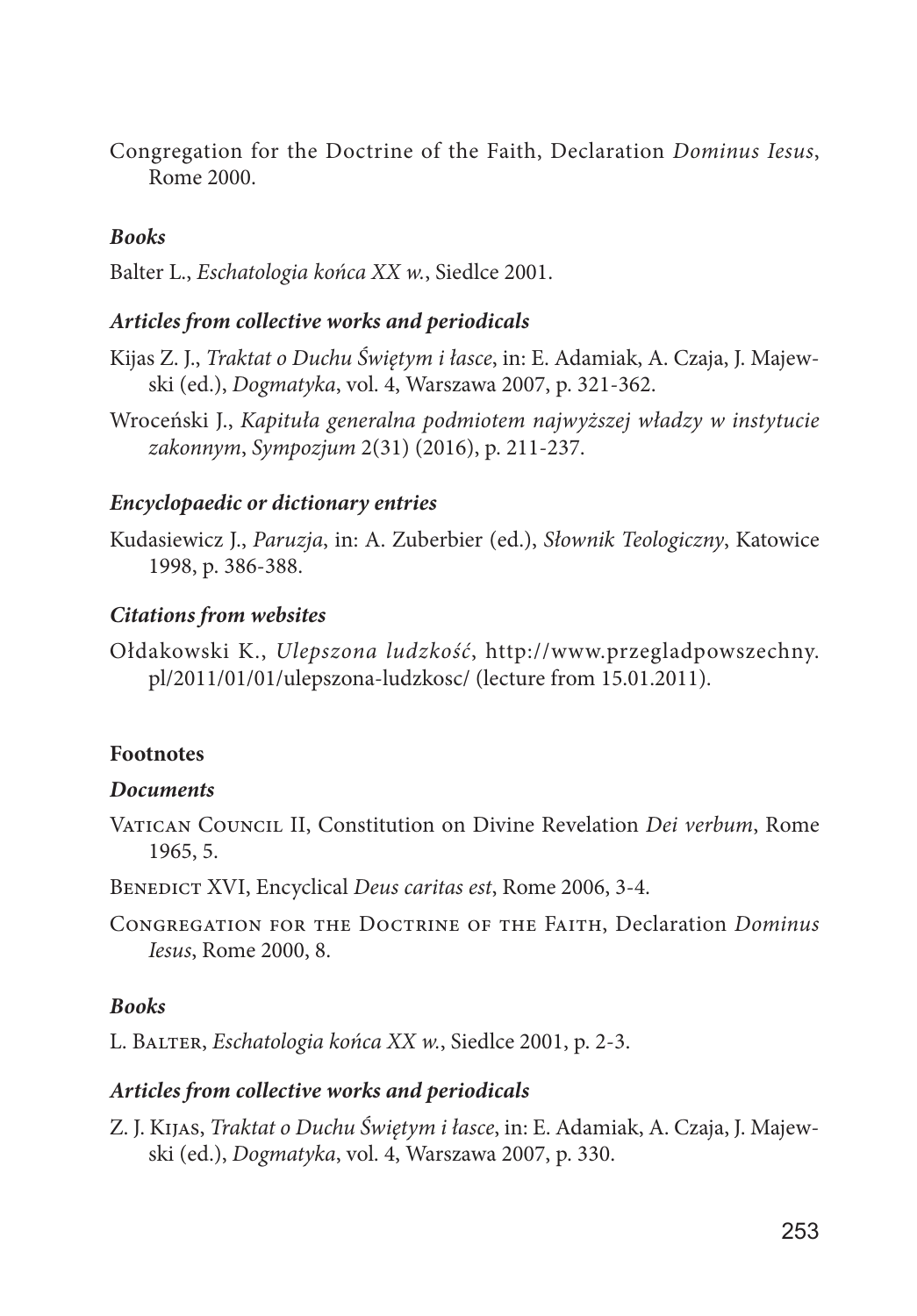Congregation for the Doctrine of the Faith, Declaration *Dominus Iesus*, Rome 2000.

***Books***

Balter L., *Eschatologia końca XX w.*, Siedlce 2001.

***Articles from collective works and periodicals***

Kijas Z. J., *Traktat o Duchu Świętym i łasce*, in: E. Adamiak, A. Czaja, J. Majewski (ed.), *Dogmatyka*, vol. 4, Warszawa 2007, p. 321-362.

Wroceński J., *Kapituła generalna podmiotem najwyższej władzy w instytucie zakonnym*, *Sympozjum* 2(31) (2016), p. 211-237.

***Encyclopaedic or dictionary entries***

Kudasiewicz J., *Paruzja*, in: A. Zuberbier (ed.), *Słownik Teologiczny*, Katowice 1998, p. 386-388.

***Citations from websites***

Ołdakowski K., *Ulepszona ludzkość*, http://www.przegladpowszechny.pl/2011/01/01/ulepszona-ludzkosc/ (lecture from 15.01.2011).

**Footnotes**

***Documents***

Vatican Council II, Constitution on Divine Revelation *Dei verbum*, Rome 1965, 5.

Benedict XVI, Encyclical *Deus caritas est*, Rome 2006, 3-4.

Congregation for the Doctrine of the Faith, Declaration *Dominus Iesus*, Rome 2000, 8.

***Books***

L. Balter, *Eschatologia końca XX w.*, Siedlce 2001, p. 2-3.

***Articles from collective works and periodicals***

Z. J. Kijas, *Traktat o Duchu Świętym i łasce*, in: E. Adamiak, A. Czaja, J. Majewski (ed.), *Dogmatyka*, vol. 4, Warszawa 2007, p. 330.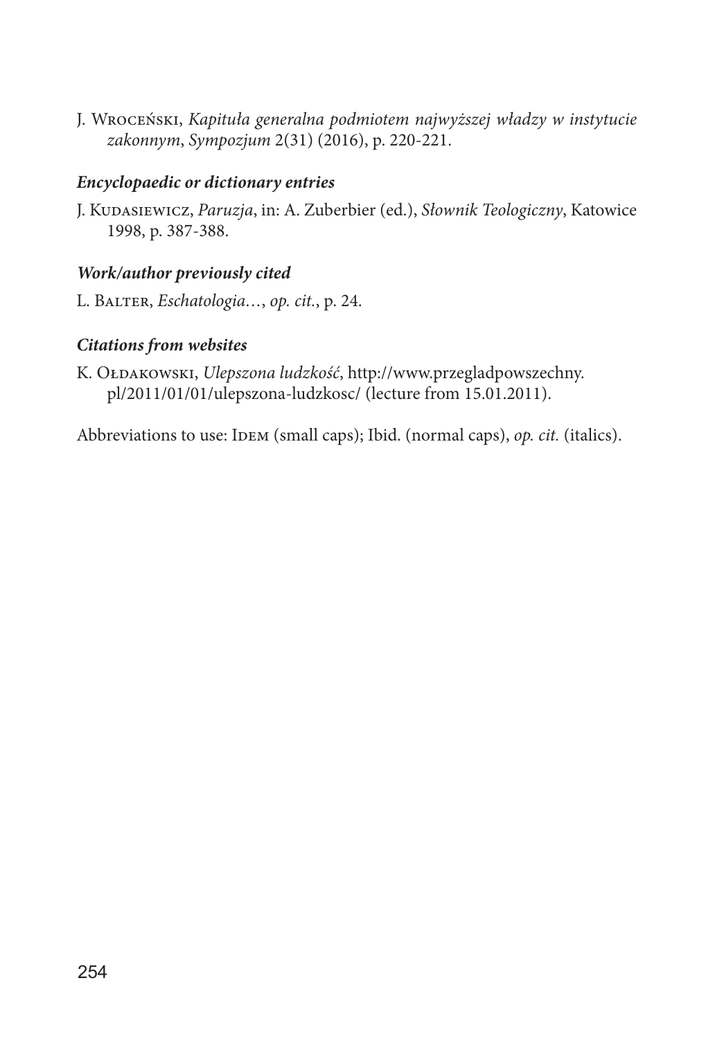J. Wroceński, *Kapituła generalna podmiotem najwyższej władzy w instytucie zakonnym*, *Sympozjum* 2(31) (2016), p. 220-221.

***Encyclopaedic or dictionary entries***

J. Kudasiewicz, *Paruzja*, in: A. Zuberbier (ed.), *Słownik Teologiczny*, Katowice 1998, p. 387-388.

***Work/author previously cited***

L. Balter, *Eschatologia…*, *op. cit.*, p. 24.

***Citations from websites***

K. Ołdakowski, *Ulepszona ludzkość*, http://www.przegladpowszechny.pl/2011/01/01/ulepszona-ludzkosc/ (lecture from 15.01.2011).

Abbreviations to use: Idem (small caps); Ibid. (normal caps), *op. cit.* (italics).